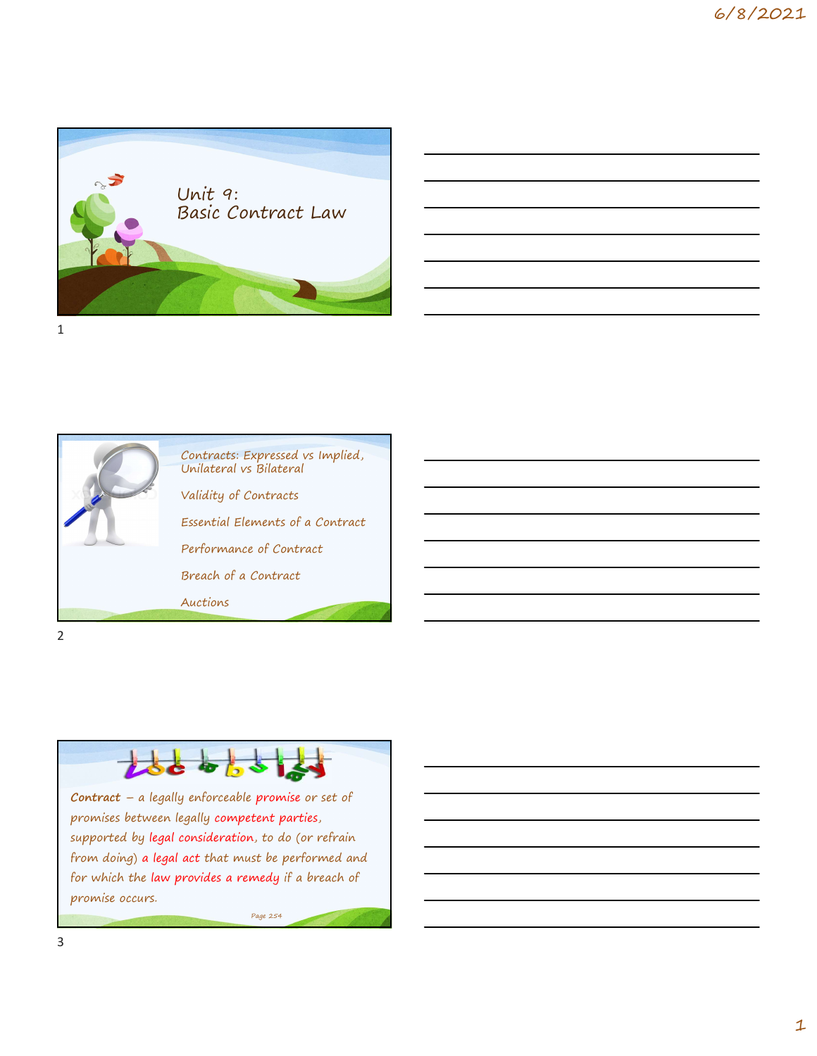# Unit 9: Basic Contract Law

- Contracts: Expressed vs Implied, Unilateral vs Bilateral
- Validity of Contracts
- Essential Elements of a Contract
- Performance of Contract
- Breach of a Contract
- Auctions

## Vocabulary

**Contract** – a legally enforceable promise or set of promises between legally competent parties, supported by legal consideration, to do (or refrain from doing) a legal act that must be performed and for which the law provides a remedy if a breach of promise occurs.

Page 254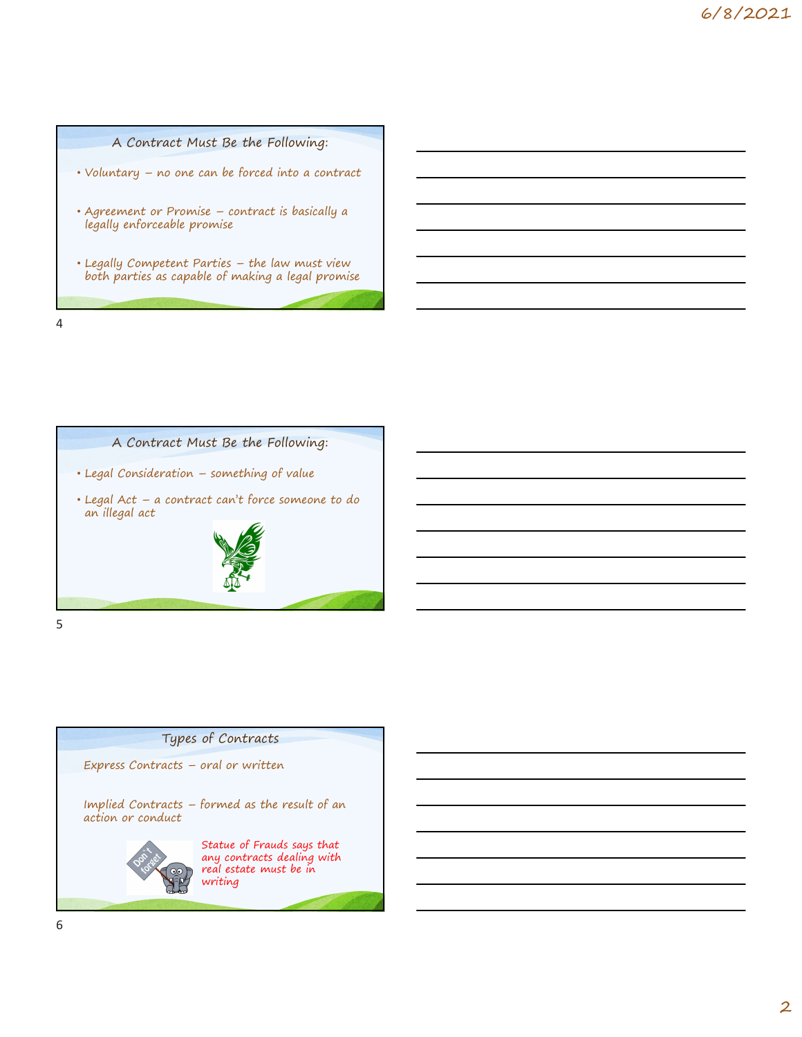## A Contract Must Be the Following:

- Voluntary – no one can be forced into a contract
- Agreement or Promise – contract is basically a legally enforceable promise
- Legally Competent Parties – the law must view both parties as capable of making a legal promise

## A Contract Must Be the Following:

- Legal Consideration – something of value
- Legal Act – a contract can't force someone to do an illegal act

## Types of Contracts

Express Contracts – oral or written

Implied Contracts – formed as the result of an action or conduct

Statue of Frauds says that any contracts dealing with real estate must be in writing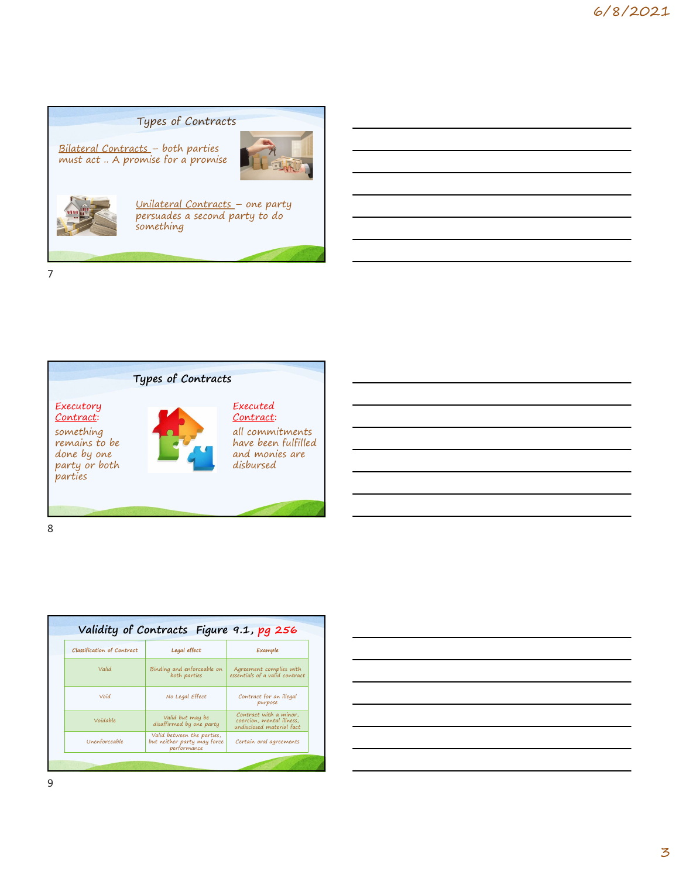## Types of Contracts

Bilateral Contracts – both parties must act .. A promise for a promise

Unilateral Contracts – one party persuades a second party to do something

## Types of Contracts

**Executory Contract:** something remains to be done by one party or both parties

**Executed Contract:** all commitments have been fulfilled and monies are disbursed

## Validity of Contracts Figure 9.1, pg 256

| Classification of Contract | Legal effect | Example |
|---|---|---|
| Valid | Binding and enforceable on both parties | Agreement complies with essentials of a valid contract |
| Void | No Legal Effect | Contract for an illegal purpose |
| Voidable | Valid but may be disaffirmed by one party | Contract with a minor, coercion, mental illness, undisclosed material fact |
| Unenforceable | Valid between the parties, but neither party may force performance | Certain oral agreements |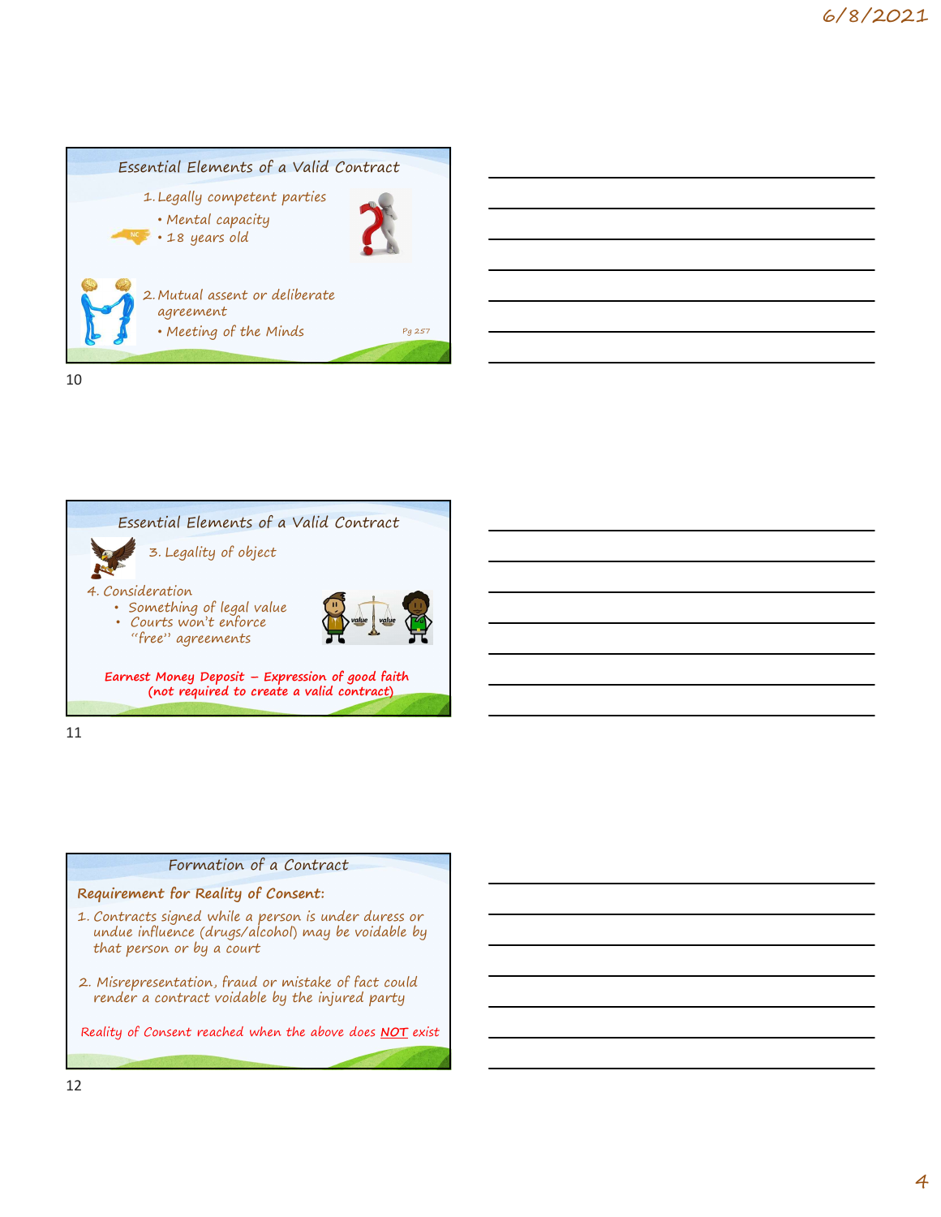## Essential Elements of a Valid Contract

1. Legally competent parties
   - Mental capacity
   - 18 years old

2. Mutual assent or deliberate agreement
   - Meeting of the Minds

Pg 257

## Essential Elements of a Valid Contract

3. Legality of object

4. Consideration
   - Something of legal value
   - Courts won't enforce "free" agreements

**Earnest Money Deposit – Expression of good faith (not required to create a valid contract)**

## Formation of a Contract

**Requirement for Reality of Consent:**

1. Contracts signed while a person is under duress or undue influence (drugs/alcohol) may be voidable by that person or by a court

2. Misrepresentation, fraud or mistake of fact could render a contract voidable by the injured party

Reality of Consent reached when the above does ***NOT*** exist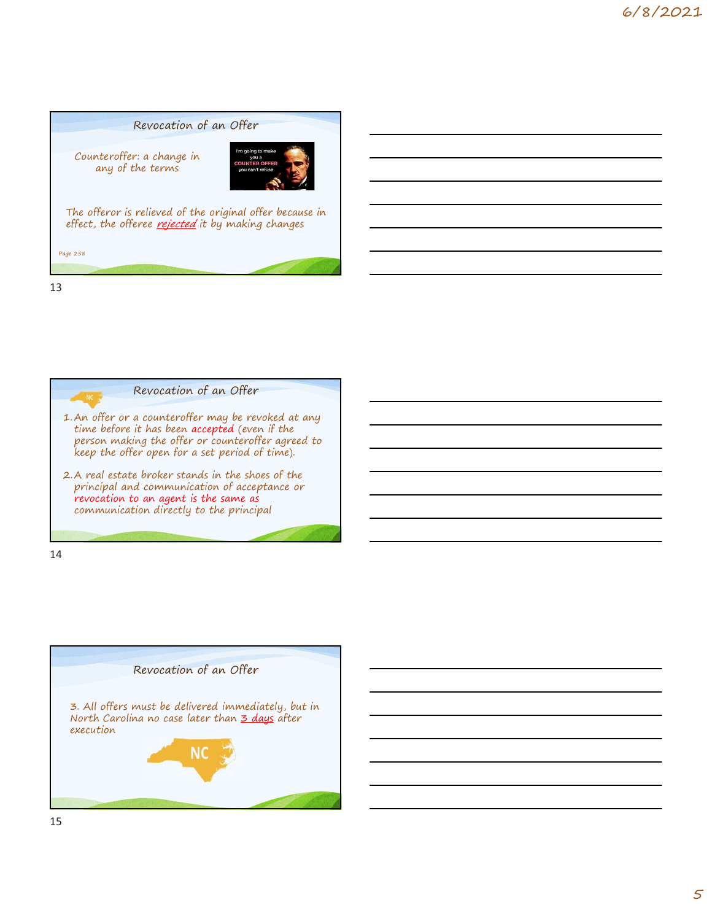## Revocation of an Offer

Counteroffer: a change in any of the terms

The offeror is relieved of the original offer because in effect, the offeree *rejected* it by making changes

Page 258

## Revocation of an Offer

1. An offer or a counteroffer may be revoked at any time before it has been accepted (even if the person making the offer or counteroffer agreed to keep the offer open for a set period of time).
2. A real estate broker stands in the shoes of the principal and communication of acceptance or revocation to an agent is the same as communication directly to the principal

## Revocation of an Offer

3. All offers must be delivered immediately, but in North Carolina no case later than 3 days after execution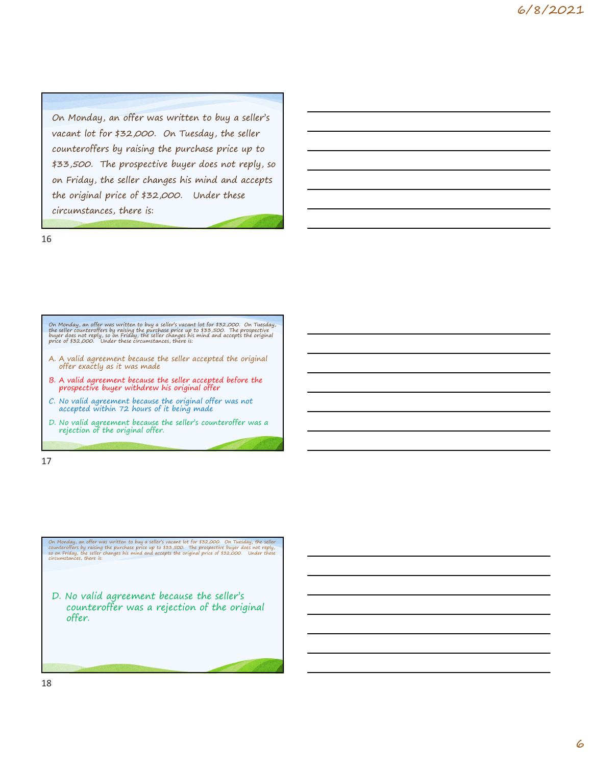On Monday, an offer was written to buy a seller's vacant lot for $32,000. On Tuesday, the seller counteroffers by raising the purchase price up to $33,500. The prospective buyer does not reply, so on Friday, the seller changes his mind and accepts the original price of $32,000. Under these circumstances, there is:

---

On Monday, an offer was written to buy a seller's vacant lot for $32,000. On Tuesday, the seller counteroffers by raising the purchase price up to $33,500. The prospective buyer does not reply, so on Friday, the seller changes his mind and accepts the original price of $32,000. Under these circumstances, there is:

A. A valid agreement because the seller accepted the original offer exactly as it was made

B. A valid agreement because the seller accepted before the prospective buyer withdrew his original offer

C. No valid agreement because the original offer was not accepted within 72 hours of it being made

D. No valid agreement because the seller's counteroffer was a rejection of the original offer.

---

On Monday, an offer was written to buy a seller's vacant lot for $32,000. On Tuesday, the seller counteroffers by raising the purchase price up to $33,500. The prospective buyer does not reply, so on Friday, the seller changes his mind and accepts the original price of $32,000. Under these circumstances, there is:

D. No valid agreement because the seller's counteroffer was a rejection of the original offer.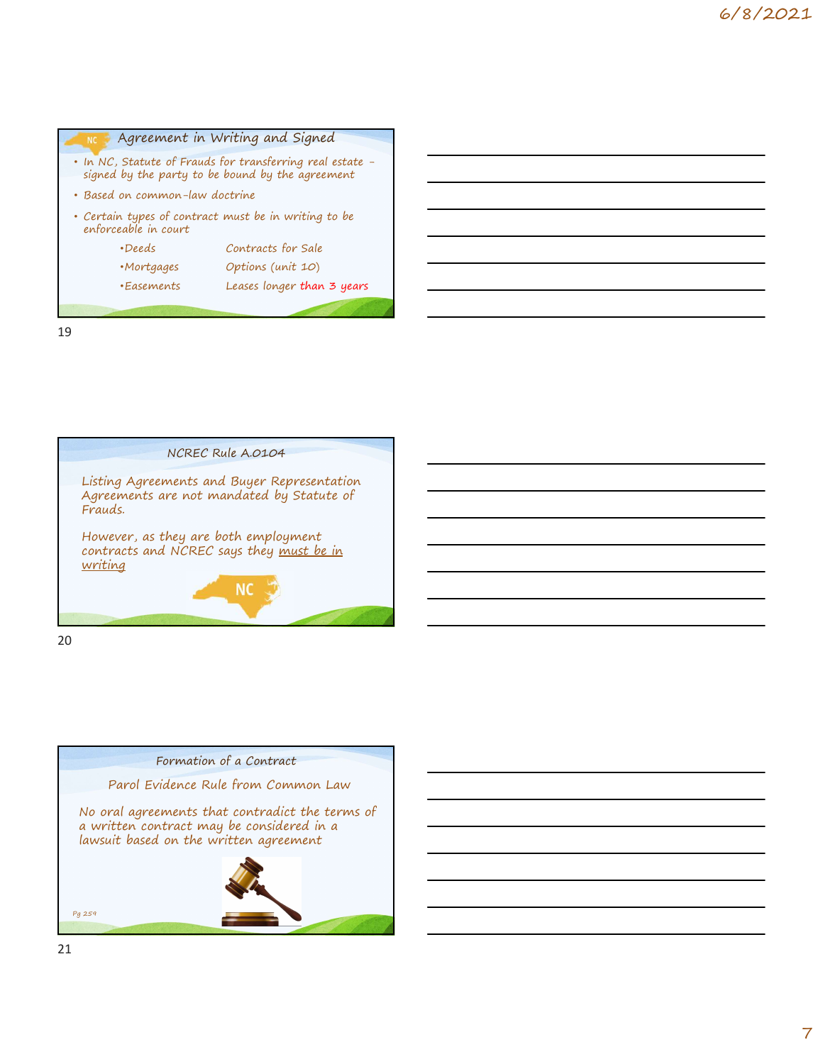## Agreement in Writing and Signed

- In NC, Statute of Frauds for transferring real estate – signed by the party to be bound by the agreement
- Based on common-law doctrine
- Certain types of contract must be in writing to be enforceable in court

| | |
|---|---|
| •Deeds | Contracts for Sale |
| •Mortgages | Options (unit 10) |
| •Easements | Leases longer than 3 years |

## NCREC Rule A.0104

Listing Agreements and Buyer Representation Agreements are not mandated by Statute of Frauds.

However, as they are both employment contracts and NCREC says they <u>must be in writing</u>

## Formation of a Contract

### Parol Evidence Rule from Common Law

No oral agreements that contradict the terms of a written contract may be considered in a lawsuit based on the written agreement

Pg 259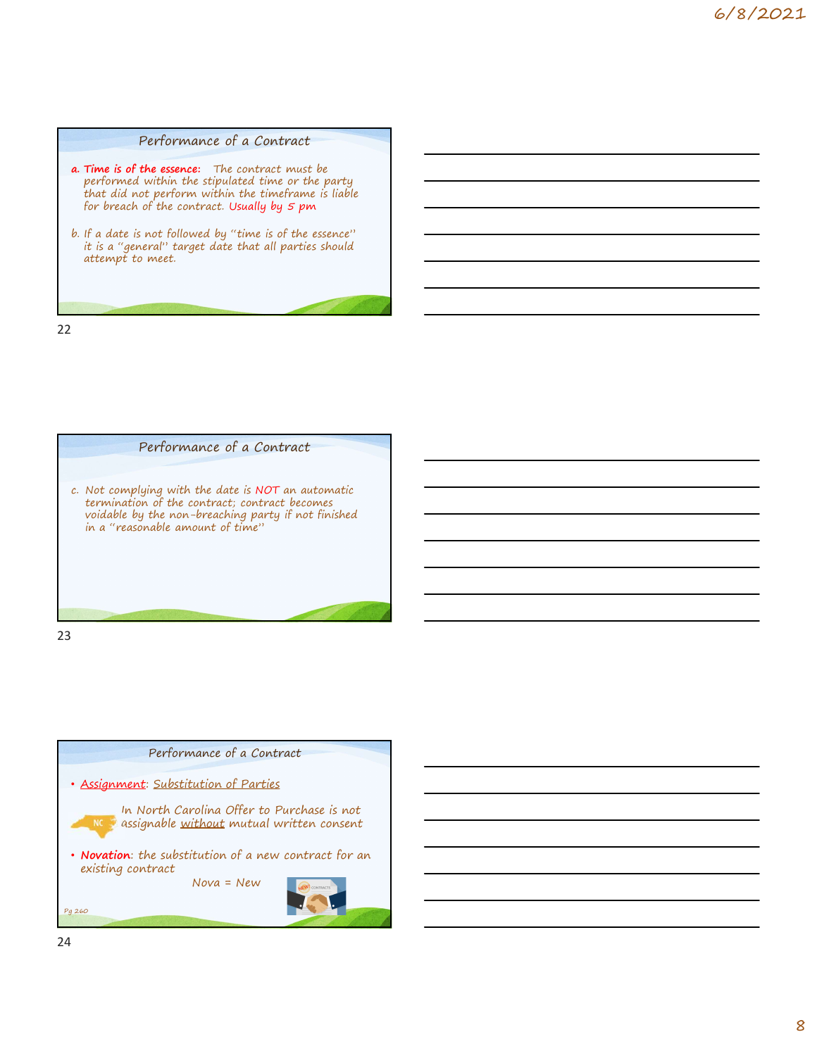## Performance of a Contract

**a. Time is of the essence:** The contract must be performed within the stipulated time or the party that did not perform within the timeframe is liable for breach of the contract. Usually by 5 pm

b. If a date is not followed by "time is of the essence" it is a "general" target date that all parties should attempt to meet.

## Performance of a Contract

c. Not complying with the date is *NOT* an automatic termination of the contract; contract becomes voidable by the non-breaching party if not finished in a "reasonable amount of time"

## Performance of a Contract

- Assignment: Substitution of Parties

  NC — In North Carolina Offer to Purchase is not assignable without mutual written consent

- **Novation**: the substitution of a new contract for an existing contract

  Nova = New

Pg 260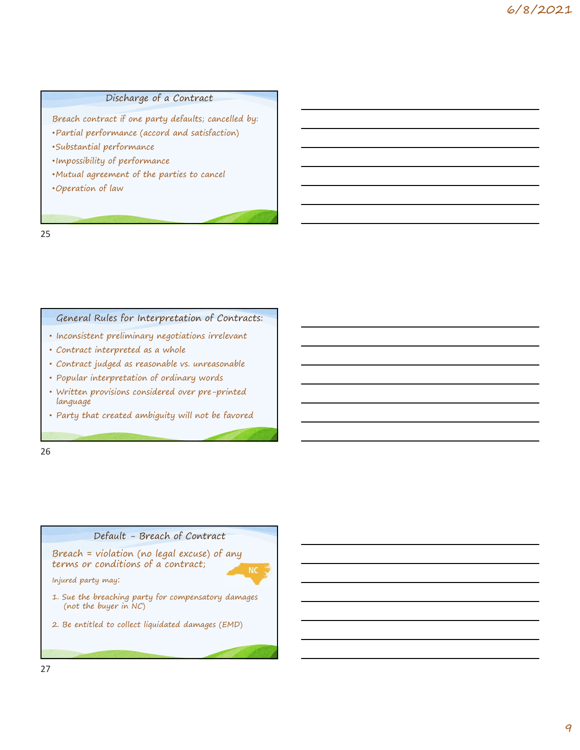## Discharge of a Contract

Breach contract if one party defaults; cancelled by:

- Partial performance (accord and satisfaction)
- Substantial performance
- Impossibility of performance
- Mutual agreement of the parties to cancel
- Operation of law

## General Rules for Interpretation of Contracts:

- Inconsistent preliminary negotiations irrelevant
- Contract interpreted as a whole
- Contract judged as reasonable vs. unreasonable
- Popular interpretation of ordinary words
- Written provisions considered over pre-printed language
- Party that created ambiguity will not be favored

## Default - Breach of Contract

Breach = violation (no legal excuse) of any terms or conditions of a contract;

NC

Injured party may:

1. Sue the breaching party for compensatory damages (not the buyer in NC)
2. Be entitled to collect liquidated damages (EMD)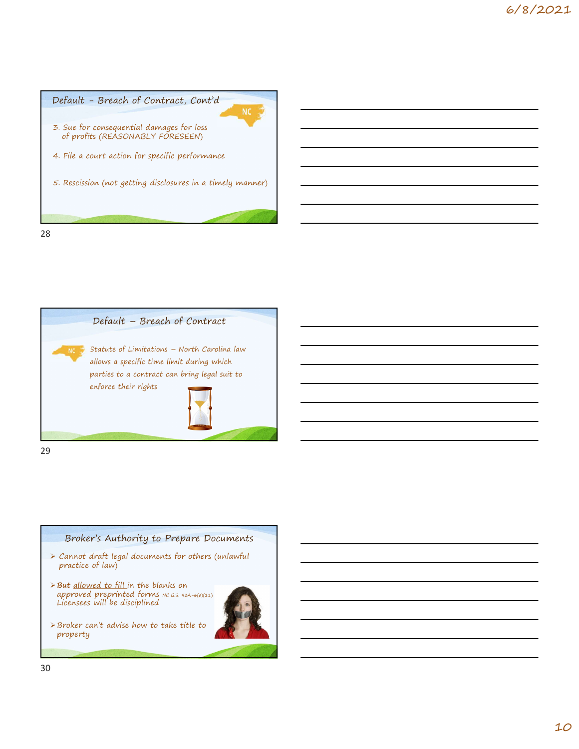## Default – Breach of Contract, Cont'd

3. Sue for consequential damages for loss of profits (REASONABLY FORESEEN)

4. File a court action for specific performance

5. Rescission (not getting disclosures in a timely manner)

## Default – Breach of Contract

Statute of Limitations – North Carolina law allows a specific time limit during which parties to a contract can bring legal suit to enforce their rights

## Broker's Authority to Prepare Documents

- Cannot draft legal documents for others (unlawful practice of law)
- **But** allowed to fill in the blanks on approved preprinted forms NC G.S. 93A-6(a)(11) Licensees will be disciplined
- Broker can't advise how to take title to property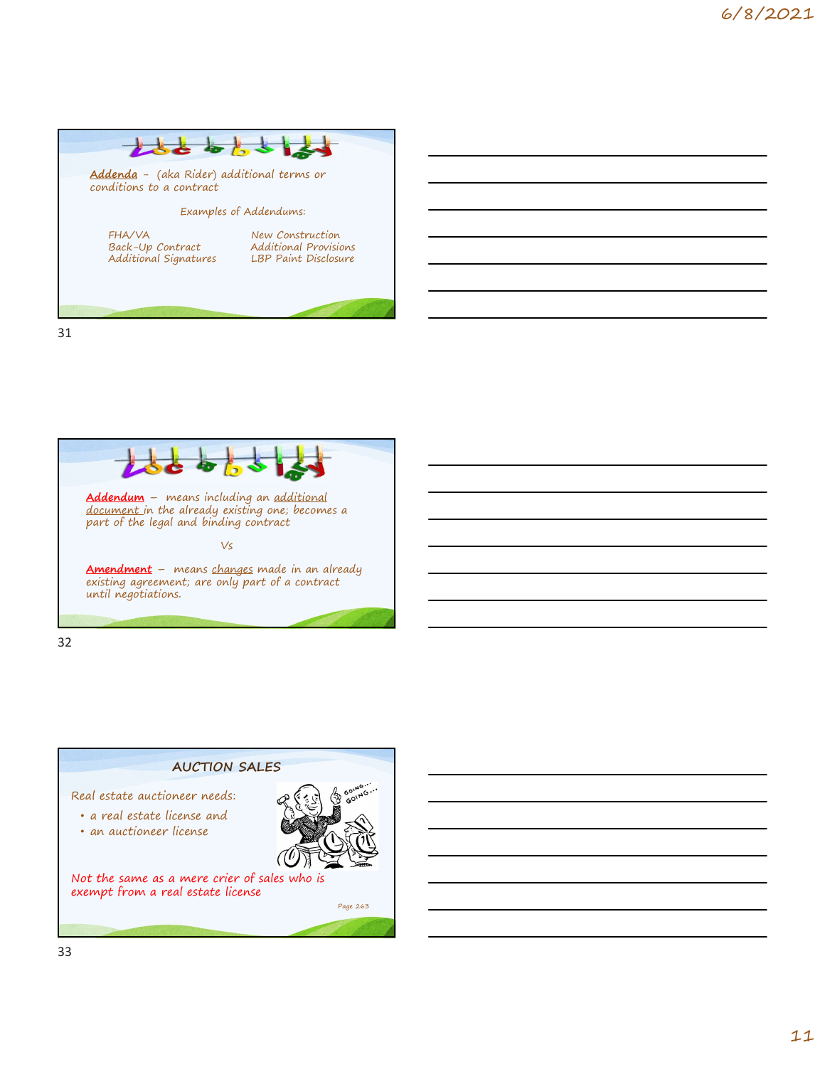## Vocabulary

**Addenda** – (aka Rider) additional terms or conditions to a contract

Examples of Addendums:

- FHA/VA
- Back-Up Contract
- Additional Signatures
- New Construction
- Additional Provisions
- LBP Paint Disclosure

## Vocabulary

**Addendum** – means including an additional document in the already existing one; becomes a part of the legal and binding contract

Vs

**Amendment** – means changes made in an already existing agreement; are only part of a contract until negotiations.

## AUCTION SALES

Real estate auctioneer needs:

- a real estate license and
- an auctioneer license

Not the same as a mere crier of sales who is exempt from a real estate license

Page 263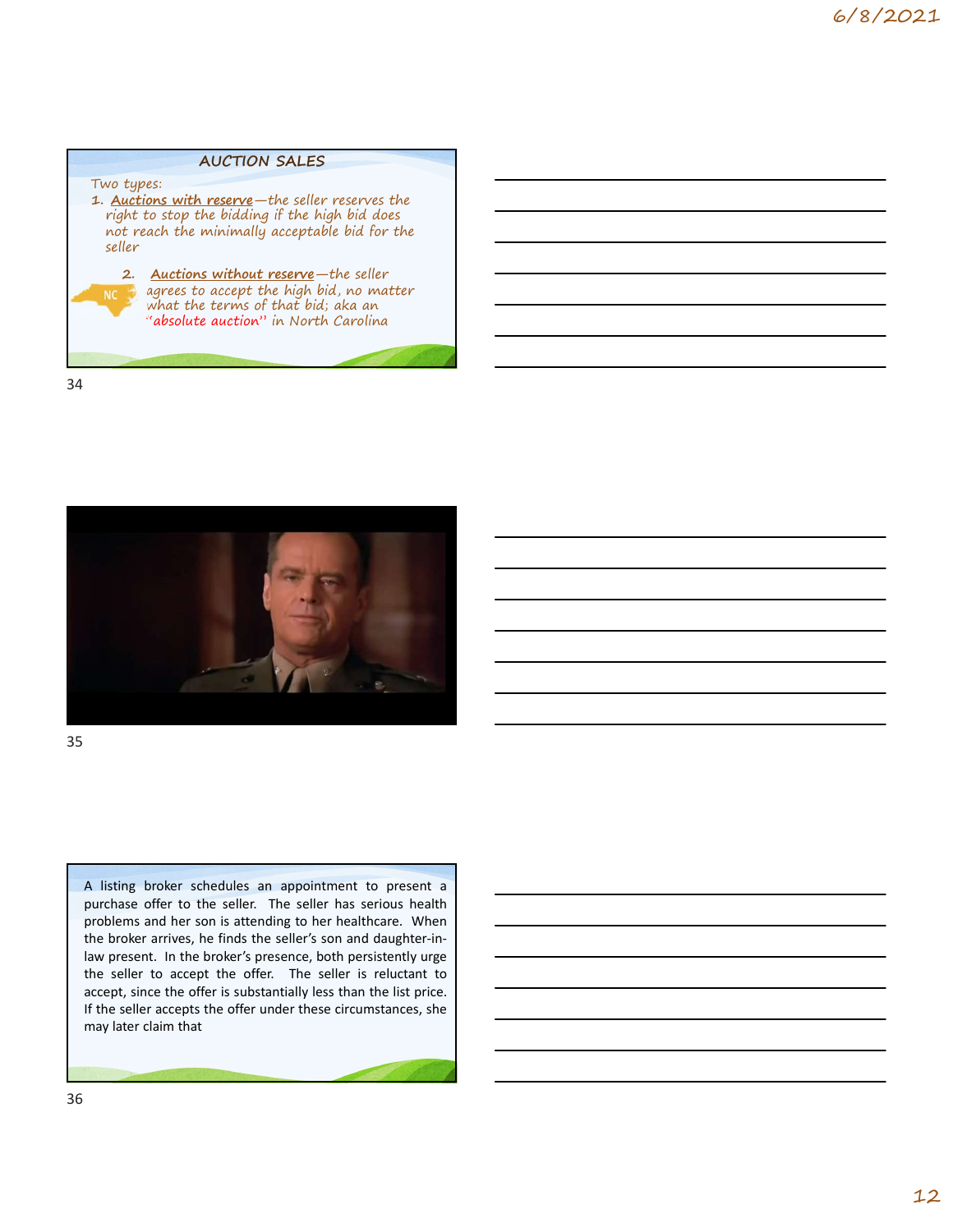## AUCTION SALES

Two types:

1. Auctions with reserve—the seller reserves the right to stop the bidding if the high bid does not reach the minimally acceptable bid for the seller
2. Auctions without reserve—the seller agrees to accept the high bid, no matter what the terms of that bid; aka an "absolute auction" in North Carolina

A listing broker schedules an appointment to present a purchase offer to the seller. The seller has serious health problems and her son is attending to her healthcare. When the broker arrives, he finds the seller's son and daughter-in-law present. In the broker's presence, both persistently urge the seller to accept the offer. The seller is reluctant to accept, since the offer is substantially less than the list price. If the seller accepts the offer under these circumstances, she may later claim that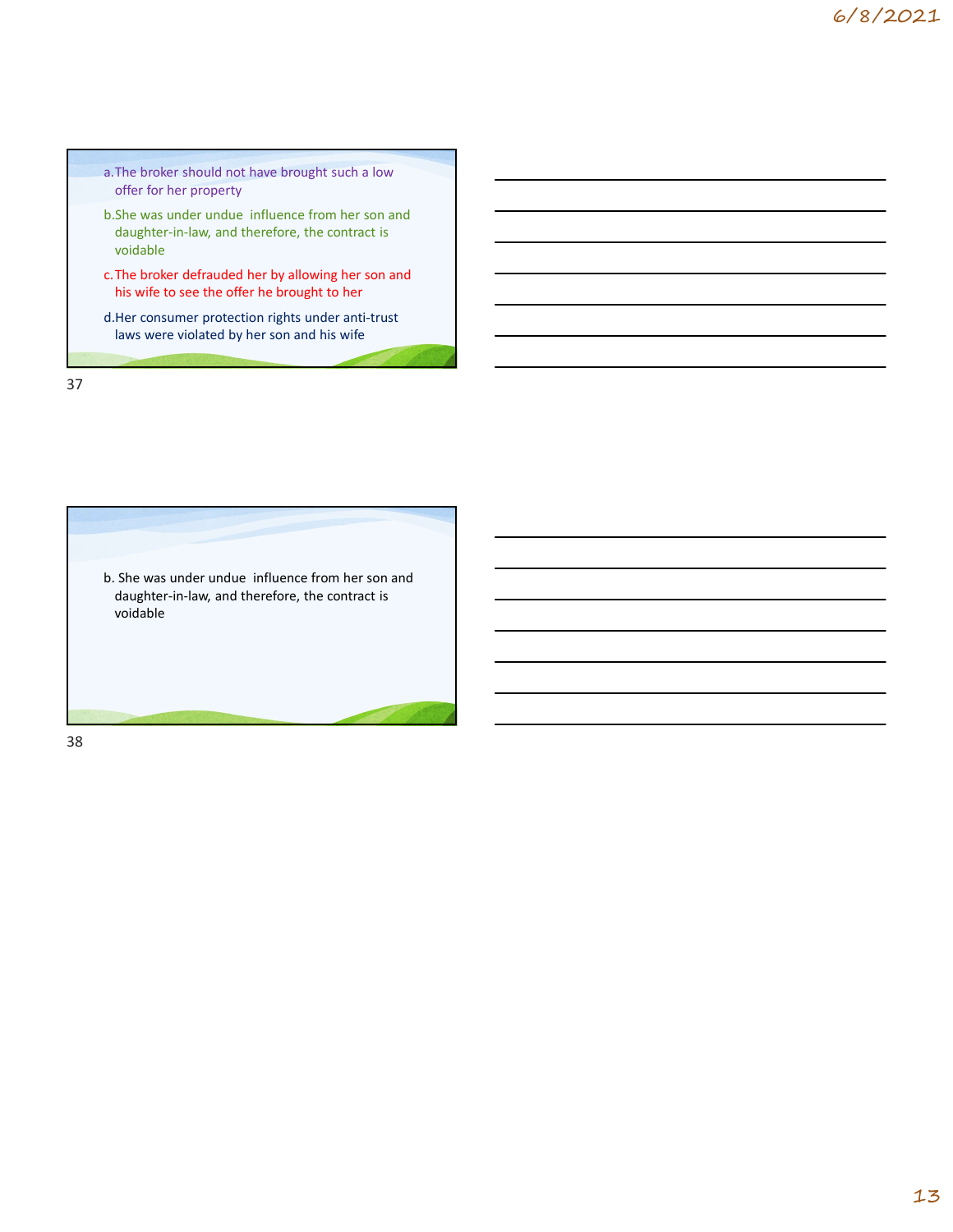a. The broker should not have brought such a low offer for her property

b. She was under undue influence from her son and daughter-in-law, and therefore, the contract is voidable

c. The broker defrauded her by allowing her son and his wife to see the offer he brought to her

d. Her consumer protection rights under anti-trust laws were violated by her son and his wife

37

b. She was under undue influence from her son and daughter-in-law, and therefore, the contract is voidable

38